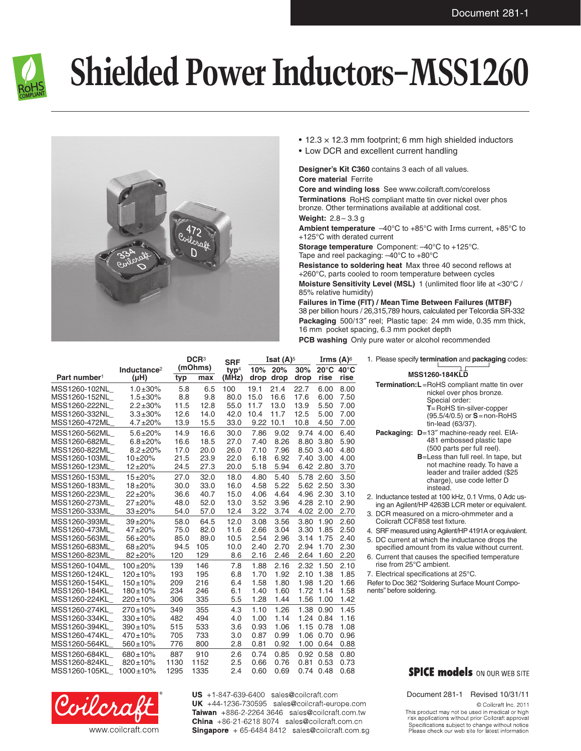# Shielded Power Inductors–MSS1260

- 12.3 × 12.3 mm footprint; 6 mm high shielded inductors
- Low DCR and excellent current handling

**Designer's Kit C360** contains 3 each of all values.

**Core material** Ferrite

**Core and winding loss** See www.coilcraft.com/coreloss

**Terminations** RoHS compliant matte tin over nickel over phos bronze. Other terminations available at additional cost.

**Weight:** 2.8 – 3.3 g

**Ambient temperature** –40°C to +85°C with Irms current, +85°C to +125°C with derated current

**Storage temperature** Component: –40°C to +125°C. Tape and reel packaging: –40°C to +80°C

**Resistance to soldering heat** Max three 40 second reflows at +260°C, parts cooled to room temperature between cycles

**Moisture Sensitivity Level (MSL)** 1 (unlimited floor life at <30°C / 85% relative humidity)

**Failures in Time (FIT) / Mean Time Between Failures (MTBF)** 38 per billion hours / 26,315,789 hours, calculated per Telcordia SR-332

**Packaging** 500/13″ reel; Plastic tape: 24 mm wide, 0.35 mm thick, 16 mm pocket spacing, 6.3 mm pocket depth

**PCB washing** Only pure water or alcohol recommended

| Part number[1] | Inductance[2] (µH) | DCR[3] (mOhms) typ | DCR[3] (mOhms) max | SRF typ[4] (MHz) | Isat (A)[5] 10% drop | Isat (A)[5] 20% drop | Isat (A)[5] 30% drop | Irms (A)[6] 20°C rise | Irms (A)[6] 40°C rise |
|---|---|---|---|---|---|---|---|---|---|
| MSS1260-102NL_ | 1.0±30% | 5.8 | 6.5 | 100 | 19.1 | 21.4 | 22.7 | 6.00 | 8.00 |
| MSS1260-152NL_ | 1.5±30% | 8.8 | 9.8 | 80.0 | 15.0 | 16.6 | 17.6 | 6.00 | 7.50 |
| MSS1260-222NL_ | 2.2±30% | 11.5 | 12.8 | 55.0 | 11.7 | 13.0 | 13.9 | 5.50 | 7.00 |
| MSS1260-332NL_ | 3.3±30% | 12.6 | 14.0 | 42.0 | 10.4 | 11.7 | 12.5 | 5.00 | 7.00 |
| MSS1260-472ML_ | 4.7±20% | 13.9 | 15.5 | 33.0 | 9.22 | 10.1 | 10.8 | 4.50 | 7.00 |
| MSS1260-562ML_ | 5.6±20% | 14.9 | 16.6 | 30.0 | 7.86 | 9.02 | 9.74 | 4.00 | 6.40 |
| MSS1260-682ML_ | 6.8±20% | 16.6 | 18.5 | 27.0 | 7.40 | 8.26 | 8.80 | 3.80 | 5.90 |
| MSS1260-822ML_ | 8.2±20% | 17.0 | 20.0 | 26.0 | 7.10 | 7.96 | 8.50 | 3.40 | 4.80 |
| MSS1260-103ML_ | 10±20% | 21.5 | 23.9 | 22.0 | 6.18 | 6.92 | 7.40 | 3.00 | 4.00 |
| MSS1260-123ML_ | 12±20% | 24.5 | 27.3 | 20.0 | 5.18 | 5.94 | 6.42 | 2.80 | 3.70 |
| MSS1260-153ML_ | 15±20% | 27.0 | 32.0 | 18.0 | 4.80 | 5.40 | 5.78 | 2.60 | 3.50 |
| MSS1260-183ML_ | 18±20% | 30.0 | 33.0 | 16.0 | 4.58 | 5.22 | 5.62 | 2.50 | 3.30 |
| MSS1260-223ML_ | 22±20% | 36.6 | 40.7 | 15.0 | 4.06 | 4.64 | 4.96 | 2.30 | 3.10 |
| MSS1260-273ML_ | 27±20% | 48.0 | 52.0 | 13.0 | 3.52 | 3.96 | 4.28 | 2.10 | 2.90 |
| MSS1260-333ML_ | 33±20% | 54.0 | 57.0 | 12.4 | 3.22 | 3.74 | 4.02 | 2.00 | 2.70 |
| MSS1260-393ML_ | 39±20% | 58.0 | 64.5 | 12.0 | 3.08 | 3.56 | 3.80 | 1.90 | 2.60 |
| MSS1260-473ML_ | 47±20% | 75.0 | 82.0 | 11.6 | 2.66 | 3.04 | 3.30 | 1.85 | 2.50 |
| MSS1260-563ML_ | 56±20% | 85.0 | 89.0 | 10.5 | 2.54 | 2.96 | 3.14 | 1.75 | 2.40 |
| MSS1260-683ML_ | 68±20% | 94.5 | 105 | 10.0 | 2.40 | 2.70 | 2.94 | 1.70 | 2.30 |
| MSS1260-823ML_ | 82±20% | 120 | 129 | 8.6 | 2.16 | 2.46 | 2.64 | 1.60 | 2.20 |
| MSS1260-104ML_ | 100±20% | 139 | 146 | 7.8 | 1.88 | 2.16 | 2.32 | 1.50 | 2.10 |
| MSS1260-124KL_ | 120±10% | 193 | 195 | 6.8 | 1.70 | 1.92 | 2.10 | 1.38 | 1.85 |
| MSS1260-154KL_ | 150±10% | 209 | 216 | 6.4 | 1.58 | 1.80 | 1.98 | 1.20 | 1.66 |
| MSS1260-184KL_ | 180±10% | 234 | 246 | 6.1 | 1.40 | 1.60 | 1.72 | 1.14 | 1.58 |
| MSS1260-224KL_ | 220±10% | 306 | 335 | 5.5 | 1.28 | 1.44 | 1.56 | 1.00 | 1.42 |
| MSS1260-274KL_ | 270±10% | 349 | 355 | 4.3 | 1.10 | 1.26 | 1.38 | 0.90 | 1.45 |
| MSS1260-334KL_ | 330±10% | 482 | 494 | 4.0 | 1.00 | 1.14 | 1.24 | 0.84 | 1.16 |
| MSS1260-394KL_ | 390±10% | 515 | 533 | 3.6 | 0.93 | 1.06 | 1.15 | 0.78 | 1.08 |
| MSS1260-474KL_ | 470±10% | 705 | 733 | 3.0 | 0.87 | 0.99 | 1.06 | 0.70 | 0.96 |
| MSS1260-564KL_ | 560±10% | 776 | 800 | 2.8 | 0.81 | 0.92 | 1.00 | 0.64 | 0.88 |
| MSS1260-684KL_ | 680±10% | 887 | 910 | 2.6 | 0.74 | 0.85 | 0.92 | 0.58 | 0.80 |
| MSS1260-824KL_ | 820±10% | 1130 | 1152 | 2.5 | 0.66 | 0.76 | 0.81 | 0.53 | 0.73 |
| MSS1260-105KL_ | 1000±10% | 1295 | 1335 | 2.4 | 0.60 | 0.69 | 0.74 | 0.48 | 0.68 |

1. Please specify **termination** and **packaging** codes:

   **MSS1260-184KLD**

   **Termination: L** = RoHS compliant matte tin over nickel over phos bronze.
   Special order:
   **T** = RoHS tin-silver-copper (95.5/4/0.5) or **S** = non-RoHS tin-lead (63/37).

   **Packaging: D** = 13″ machine-ready reel. EIA-481 embossed plastic tape (500 parts per full reel).
   **B** = Less than full reel. In tape, but not machine ready. To have a leader and trailer added ($25 charge), use code letter D instead.

2. Inductance tested at 100 kHz, 0.1 Vrms, 0 Adc using an Agilent/HP 4263B LCR meter or equivalent.
3. DCR measured on a micro-ohmmeter and a Coilcraft CCF858 test fixture.
4. SRF measured using Agilent/HP 4191A or equivalent.
5. DC current at which the inductance drops the specified amount from its value without current.
6. Current that causes the specified temperature rise from 25°C ambient.
7. Electrical specifications at 25°C.

Refer to Doc 362 "Soldering Surface Mount Components" before soldering.

**SPICE models** ON OUR WEB SITE

www.coilcraft.com

**US** +1-847-639-6400 sales@coilcraft.com
**UK** +44-1236-730595 sales@coilcraft-europe.com
**Taiwan** +886-2-2264 3646 sales@coilcraft.com.tw
**China** +86-21-6218 8074 sales@coilcraft.com.cn
**Singapore** + 65-6484 8412 sales@coilcraft.com.sg

Document 281-1 Revised 10/31/11

© Coilcraft Inc. 2011
This product may not be used in medical or high risk applications without prior Coilcraft approval
Specifications subject to change without notice
Please check our web site for latest information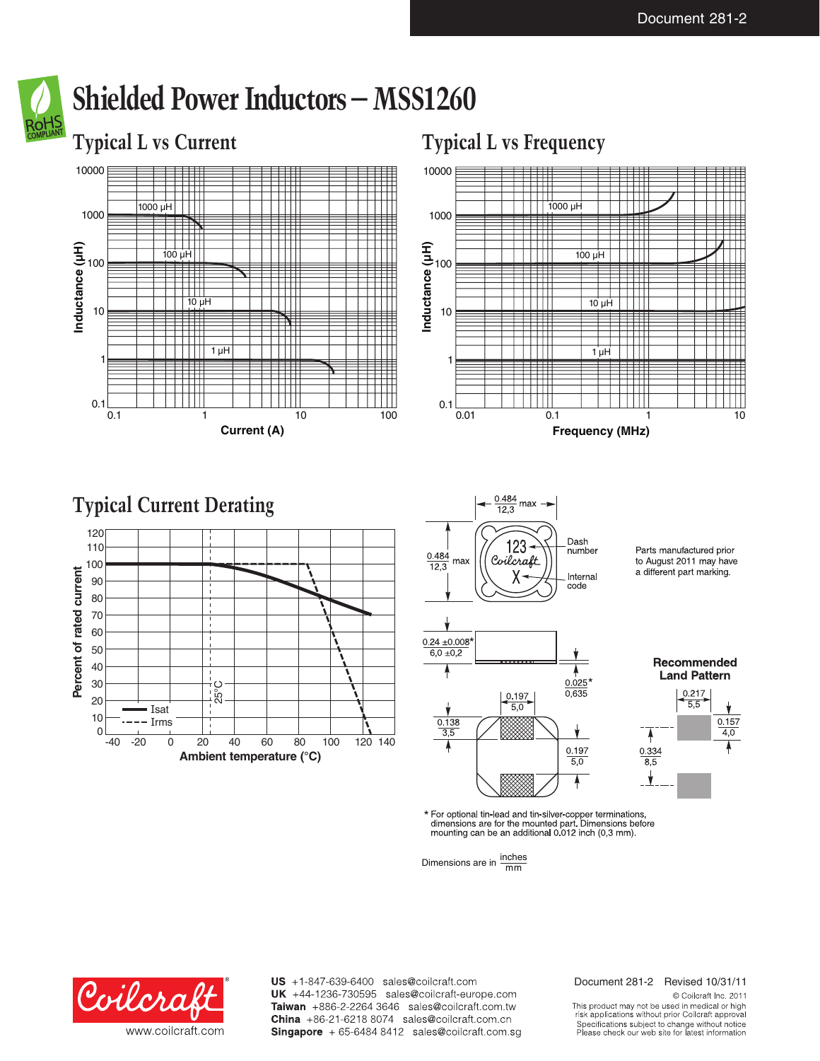# Shielded Power Inductors – MSS1260

## Typical L vs Current

10000
1000
100
10
1
0.1
Inductance (µH)
1000 µH
100 µH
10 µH
1 µH
0.1
1
10
100
Current (A)

## Typical L vs Frequency

10000
1000
100
10
1
0.1
Inductance (µH)
1000 µH
100 µH
10 µH
1 µH
0.01
0.1
1
10
Frequency (MHz)

## Typical Current Derating

120
110
100
90
80
70
60
50
40
30
20
10
0
Percent of rated current
Isat
Irms
25°C
-40 -20 0 20 40 60 80 100 120 140
Ambient temperature (°C)

0.484 max
12,3

0.484 max
12,3

123
Coilcraft
X

Dash number

Internal code

Parts manufactured prior to August 2011 may have a different part marking.

0.24 ±0.008*
6,0 ±0,2

0.025*
0,635

0.197
5,0

0.138
3,5

0.197
5,0

**Recommended Land Pattern**

0.217
5,5

0.157
4,0

0.334
8,5

* For optional tin-lead and tin-silver-copper terminations, dimensions are for the mounted part. Dimensions before mounting can be an additional 0.012 inch (0,3 mm).

Dimensions are in $\frac{\text{inches}}{\text{mm}}$

Coilcraft®
www.coilcraft.com

**US** +1-847-639-6400 sales@coilcraft.com
**UK** +44-1236-730595 sales@coilcraft-europe.com
**Taiwan** +886-2-2264 3646 sales@coilcraft.com.tw
**China** +86-21-6218 8074 sales@coilcraft.com.cn
**Singapore** + 65-6484 8412 sales@coilcraft.com.sg

Document 281-2 Revised 10/31/11

© Coilcraft Inc. 2011
This product may not be used in medical or high risk applications without prior Coilcraft approval
Specifications subject to change without notice
Please check our web site for latest information